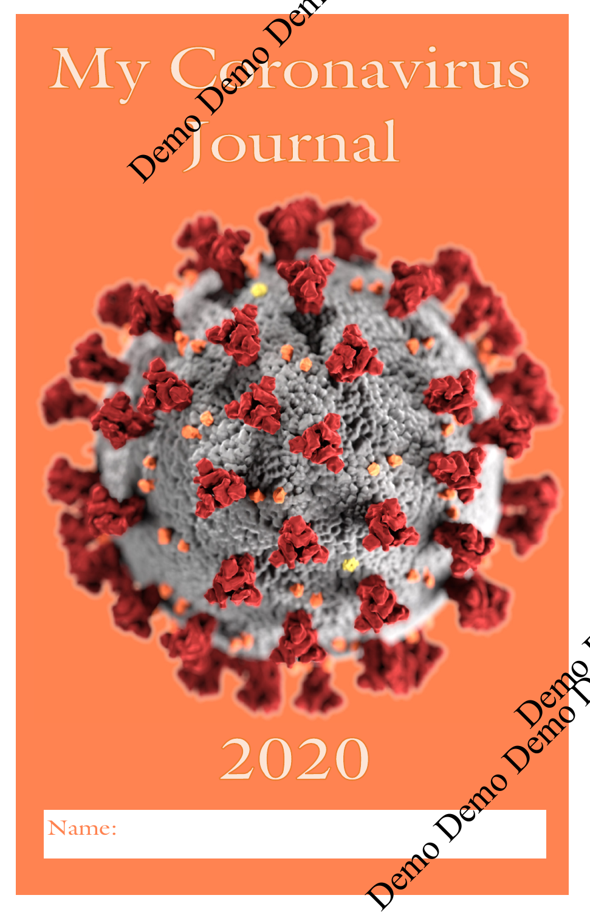# My Coronavirus Journal

2020

Name: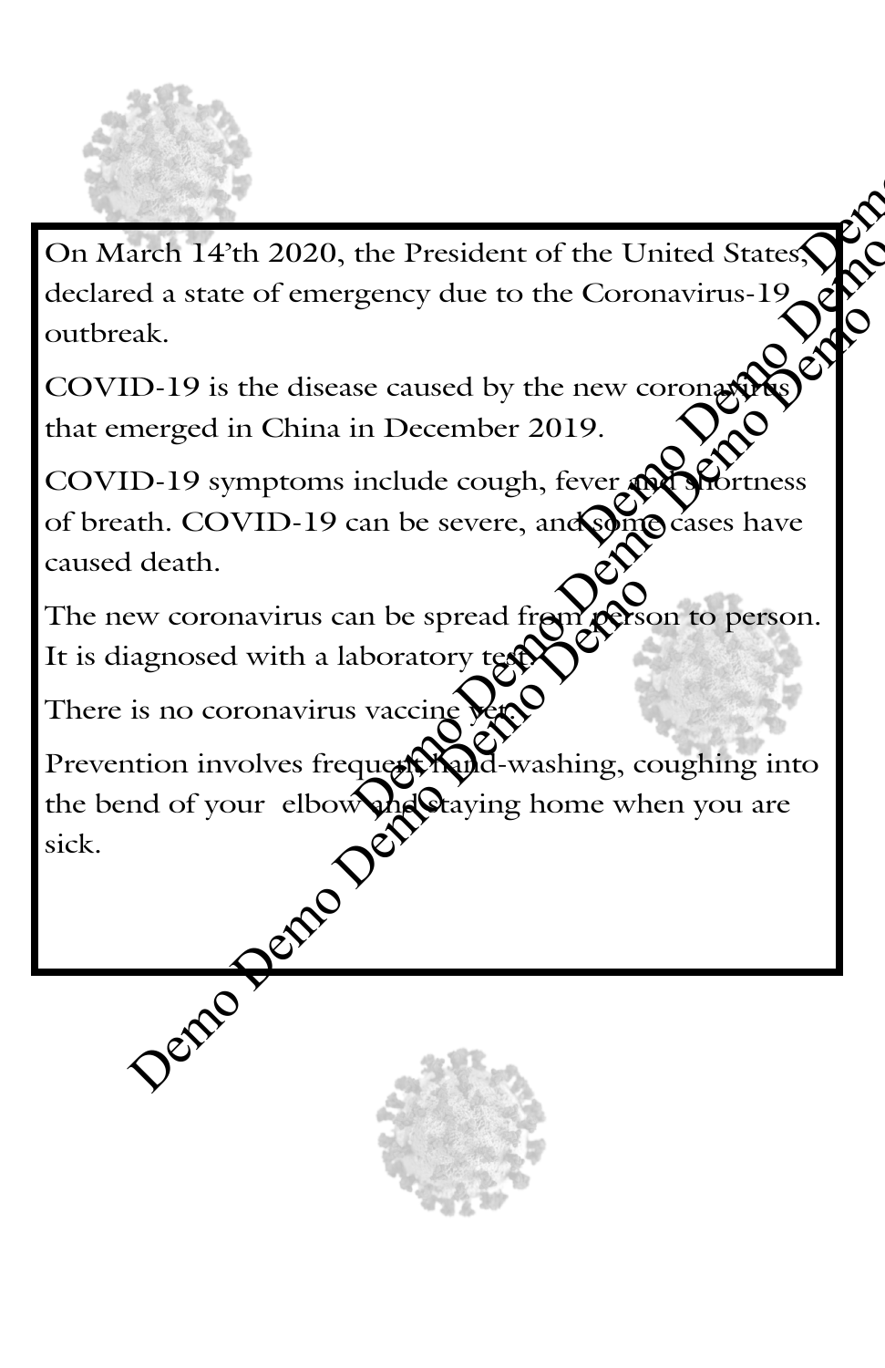On March 14’th 2020, the President of the United States, declared a state of emergency due to the Coronavirus-19 outbreak.

COVID-19 is the disease caused by the new coronavirus that emerged in China in December 2019.

COVID-19 symptoms include cough, fever and shortness of breath. COVID-19 can be severe, and some cases have caused death.

The new coronavirus can be spread from person to person. It is diagnosed with a laboratory test.

There is no coronavirus vaccine yet.

Prevention involves frequent hand-washing, coughing into the bend of your elbow and staying home when you are sick.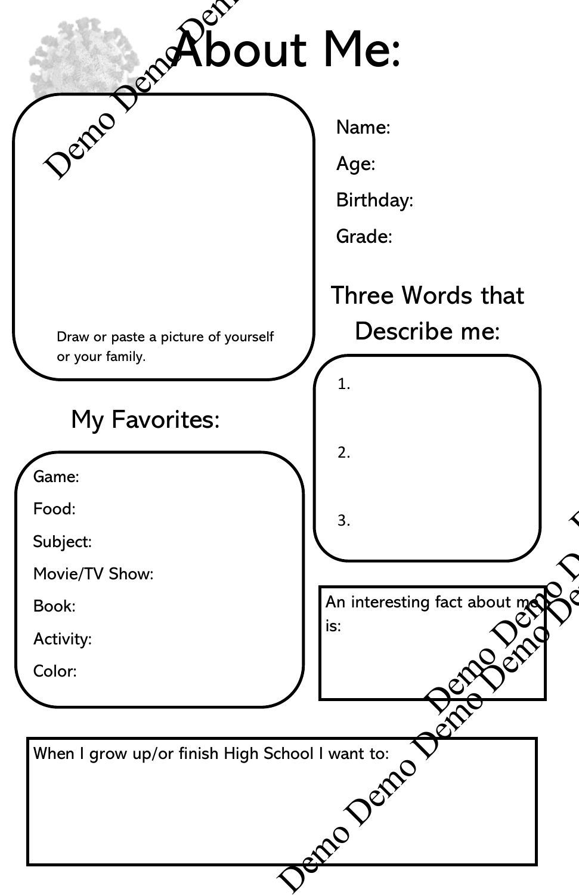# About Me:

Draw or paste a picture of yourself or your family.

Name:

Age:

Birthday:

Grade:

## Three Words that Describe me:

1.

2.

3.

## My Favorites:

Game:

Food:

Subject:

Movie/TV Show:

Book:

Activity:

Color:

An interesting fact about me is:

When I grow up/or finish High School I want to: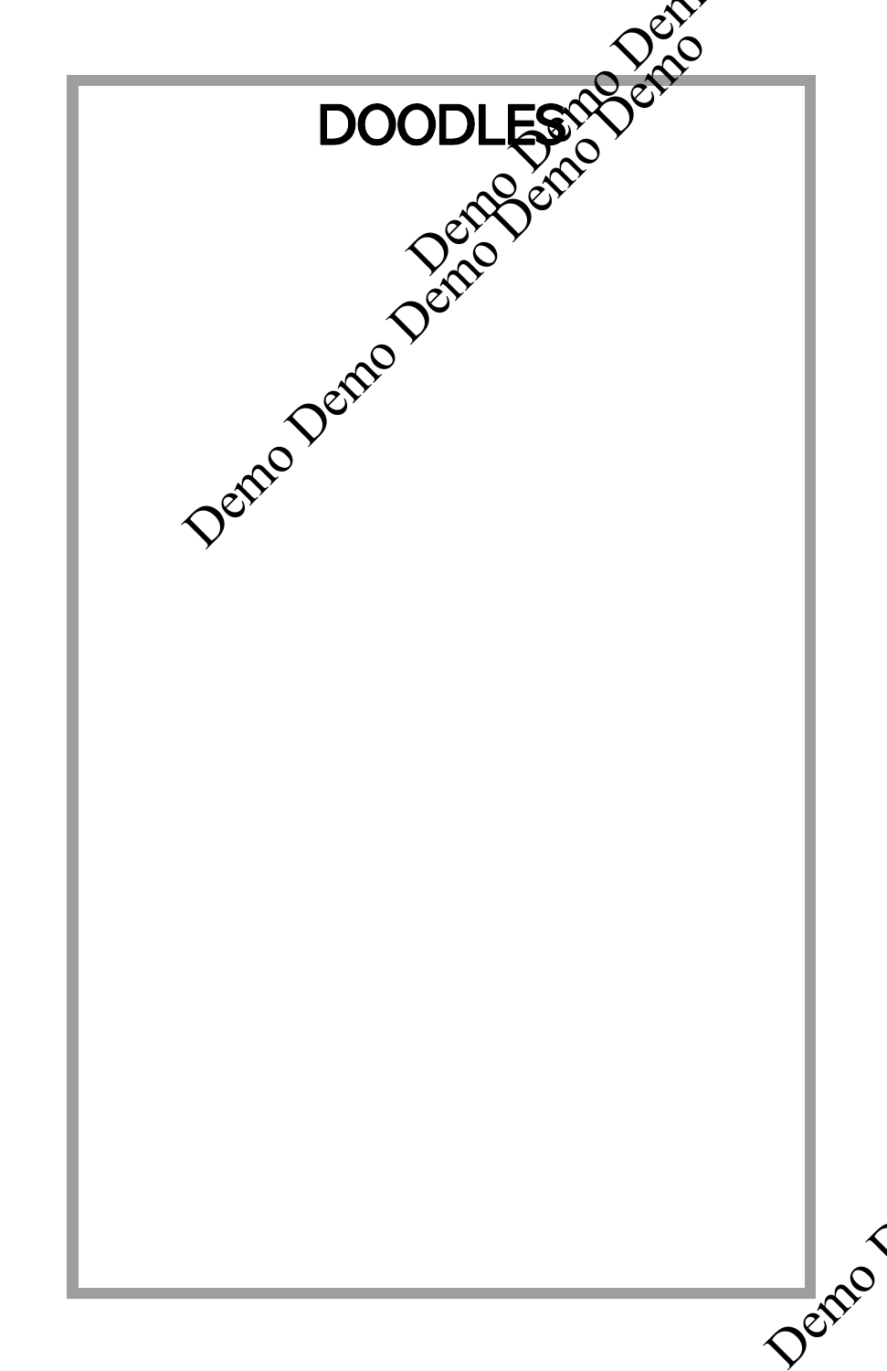# DOODLES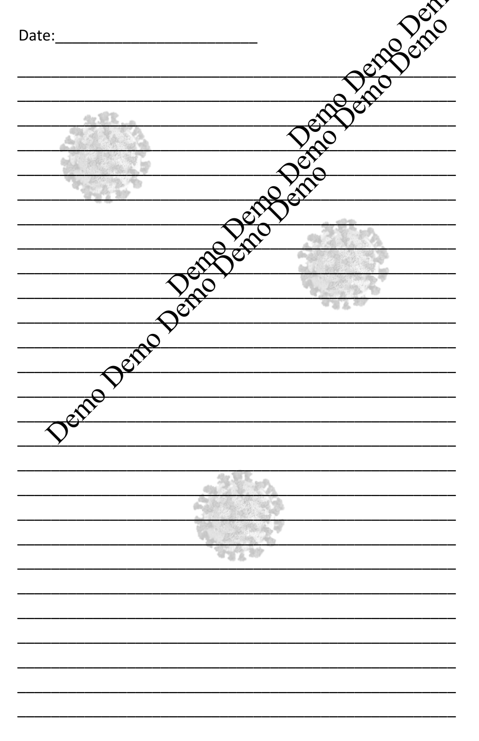Date:____________________________